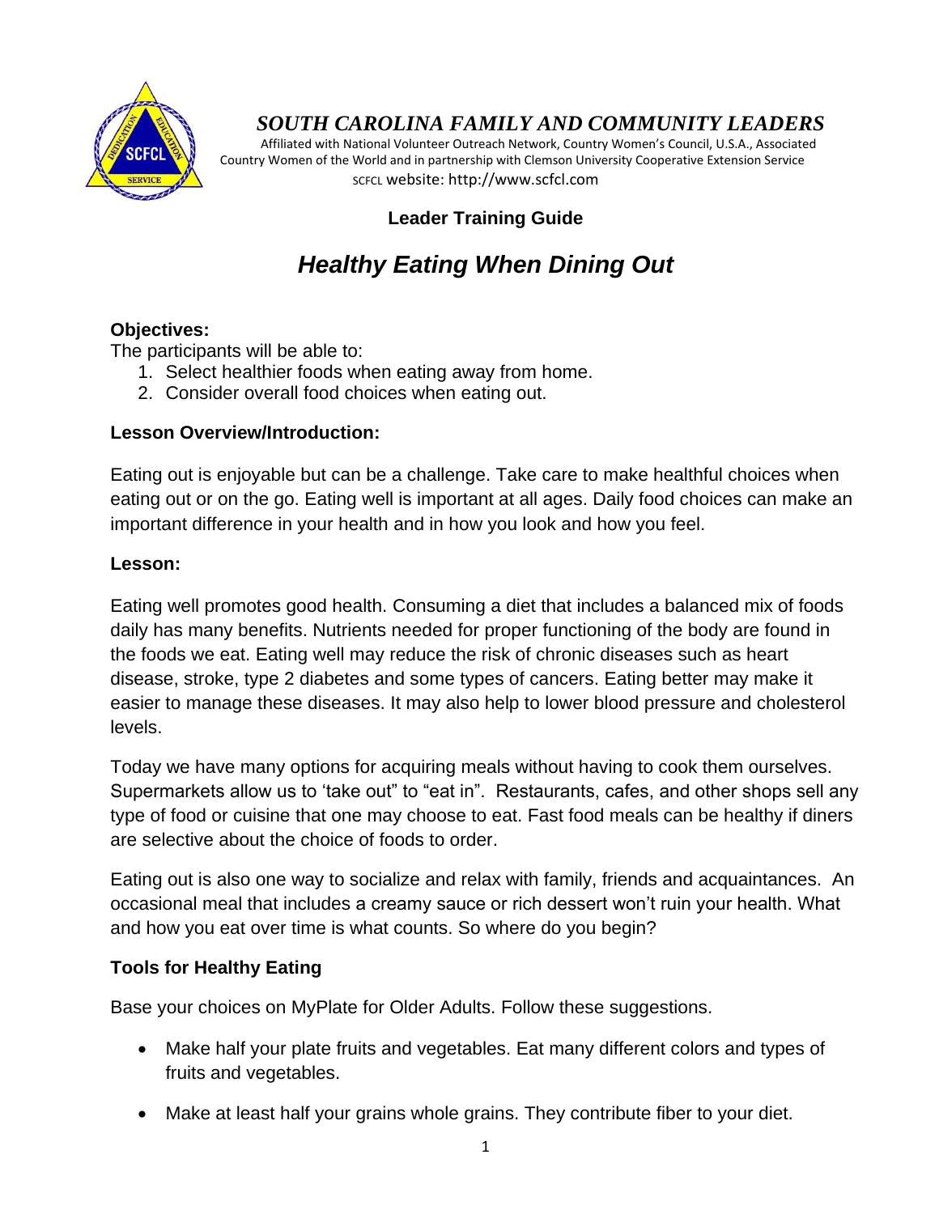# *SOUTH CAROLINA FAMILY AND COMMUNITY LEADERS*

Affiliated with National Volunteer Outreach Network, Country Women's Council, U.S.A., Associated Country Women of the World and in partnership with Clemson University Cooperative Extension Service

SCFCL website: http://www.scfcl.com

**Leader Training Guide**

## *Healthy Eating When Dining Out*

**Objectives:**

The participants will be able to:

1. Select healthier foods when eating away from home.
2. Consider overall food choices when eating out.

**Lesson Overview/Introduction:**

Eating out is enjoyable but can be a challenge. Take care to make healthful choices when eating out or on the go. Eating well is important at all ages. Daily food choices can make an important difference in your health and in how you look and how you feel.

**Lesson:**

Eating well promotes good health. Consuming a diet that includes a balanced mix of foods daily has many benefits. Nutrients needed for proper functioning of the body are found in the foods we eat. Eating well may reduce the risk of chronic diseases such as heart disease, stroke, type 2 diabetes and some types of cancers. Eating better may make it easier to manage these diseases. It may also help to lower blood pressure and cholesterol levels.

Today we have many options for acquiring meals without having to cook them ourselves. Supermarkets allow us to 'take out" to "eat in". Restaurants, cafes, and other shops sell any type of food or cuisine that one may choose to eat. Fast food meals can be healthy if diners are selective about the choice of foods to order.

Eating out is also one way to socialize and relax with family, friends and acquaintances. An occasional meal that includes a creamy sauce or rich dessert won't ruin your health. What and how you eat over time is what counts. So where do you begin?

**Tools for Healthy Eating**

Base your choices on MyPlate for Older Adults. Follow these suggestions.

- Make half your plate fruits and vegetables. Eat many different colors and types of fruits and vegetables.
- Make at least half your grains whole grains. They contribute fiber to your diet.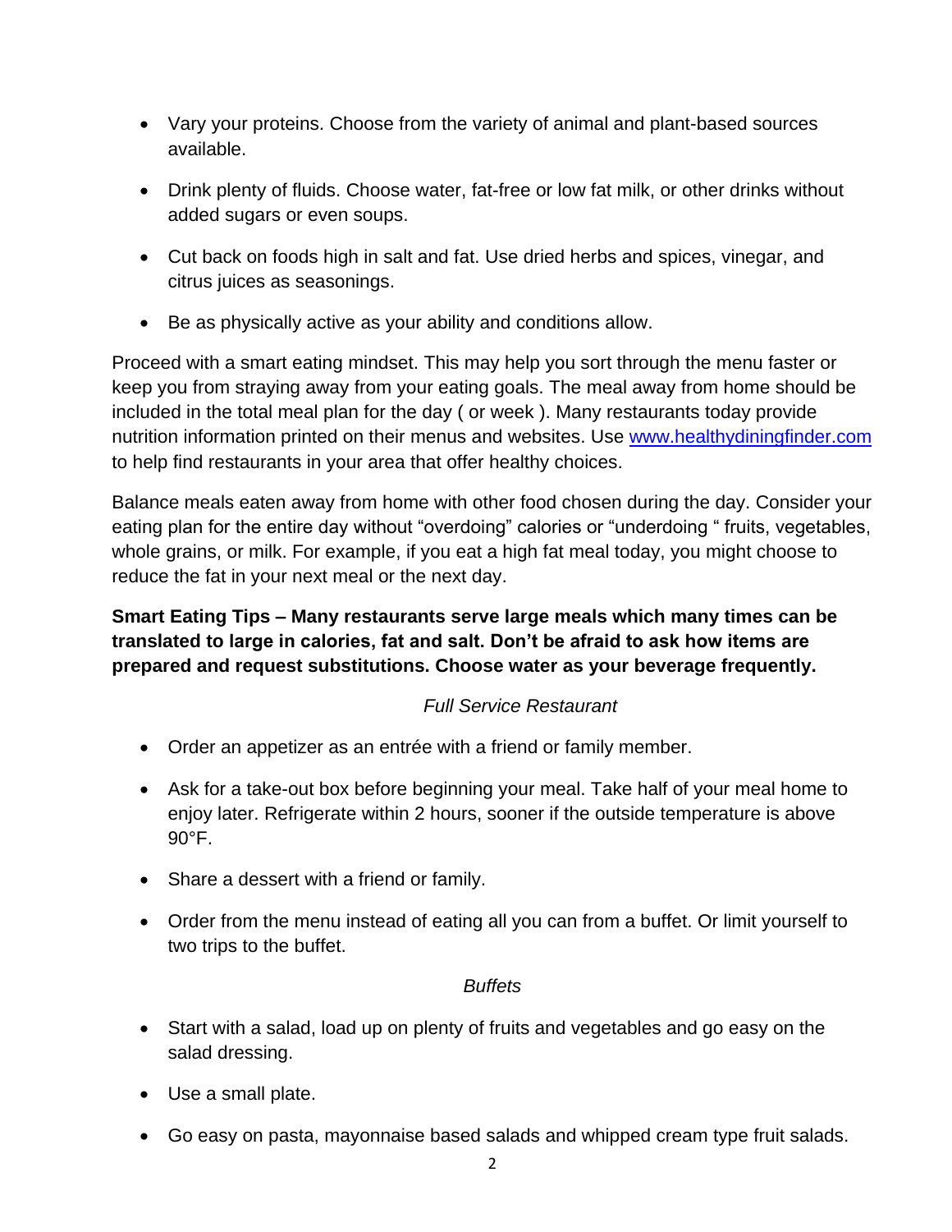- Vary your proteins. Choose from the variety of animal and plant-based sources available.
- Drink plenty of fluids. Choose water, fat-free or low fat milk, or other drinks without added sugars or even soups.
- Cut back on foods high in salt and fat. Use dried herbs and spices, vinegar, and citrus juices as seasonings.
- Be as physically active as your ability and conditions allow.

Proceed with a smart eating mindset. This may help you sort through the menu faster or keep you from straying away from your eating goals. The meal away from home should be included in the total meal plan for the day ( or week ). Many restaurants today provide nutrition information printed on their menus and websites. Use [www.healthydiningfinder.com](http://www.healthydiningfinder.com) to help find restaurants in your area that offer healthy choices.

Balance meals eaten away from home with other food chosen during the day. Consider your eating plan for the entire day without "overdoing" calories or "underdoing " fruits, vegetables, whole grains, or milk. For example, if you eat a high fat meal today, you might choose to reduce the fat in your next meal or the next day.

**Smart Eating Tips – Many restaurants serve large meals which many times can be translated to large in calories, fat and salt. Don't be afraid to ask how items are prepared and request substitutions. Choose water as your beverage frequently.**

*Full Service Restaurant*

- Order an appetizer as an entrée with a friend or family member.
- Ask for a take-out box before beginning your meal. Take half of your meal home to enjoy later. Refrigerate within 2 hours, sooner if the outside temperature is above 90°F.
- Share a dessert with a friend or family.
- Order from the menu instead of eating all you can from a buffet. Or limit yourself to two trips to the buffet.

*Buffets*

- Start with a salad, load up on plenty of fruits and vegetables and go easy on the salad dressing.
- Use a small plate.
- Go easy on pasta, mayonnaise based salads and whipped cream type fruit salads.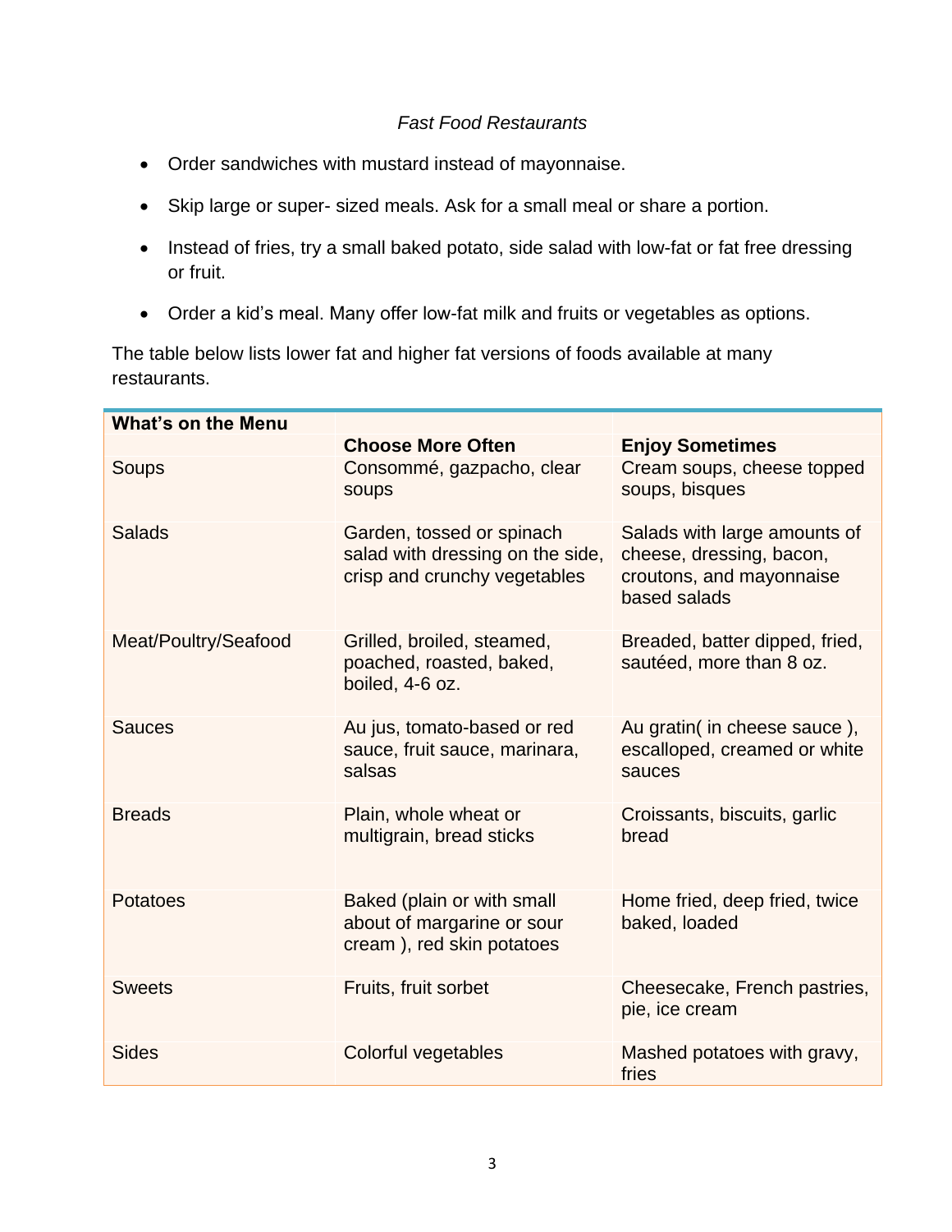*Fast Food Restaurants*

- Order sandwiches with mustard instead of mayonnaise.
- Skip large or super- sized meals. Ask for a small meal or share a portion.
- Instead of fries, try a small baked potato, side salad with low-fat or fat free dressing or fruit.
- Order a kid's meal. Many offer low-fat milk and fruits or vegetables as options.

The table below lists lower fat and higher fat versions of foods available at many restaurants.

| **What's on the Menu** | **Choose More Often** | **Enjoy Sometimes** |
|---|---|---|
| Soups | Consommé, gazpacho, clear soups | Cream soups, cheese topped soups, bisques |
| Salads | Garden, tossed or spinach salad with dressing on the side, crisp and crunchy vegetables | Salads with large amounts of cheese, dressing, bacon, croutons, and mayonnaise based salads |
| Meat/Poultry/Seafood | Grilled, broiled, steamed, poached, roasted, baked, boiled, 4-6 oz. | Breaded, batter dipped, fried, sautéed, more than 8 oz. |
| Sauces | Au jus, tomato-based or red sauce, fruit sauce, marinara, salsas | Au gratin( in cheese sauce ), escalloped, creamed or white sauces |
| Breads | Plain, whole wheat or multigrain, bread sticks | Croissants, biscuits, garlic bread |
| Potatoes | Baked (plain or with small about of margarine or sour cream ), red skin potatoes | Home fried, deep fried, twice baked, loaded |
| Sweets | Fruits, fruit sorbet | Cheesecake, French pastries, pie, ice cream |
| Sides | Colorful vegetables | Mashed potatoes with gravy, fries |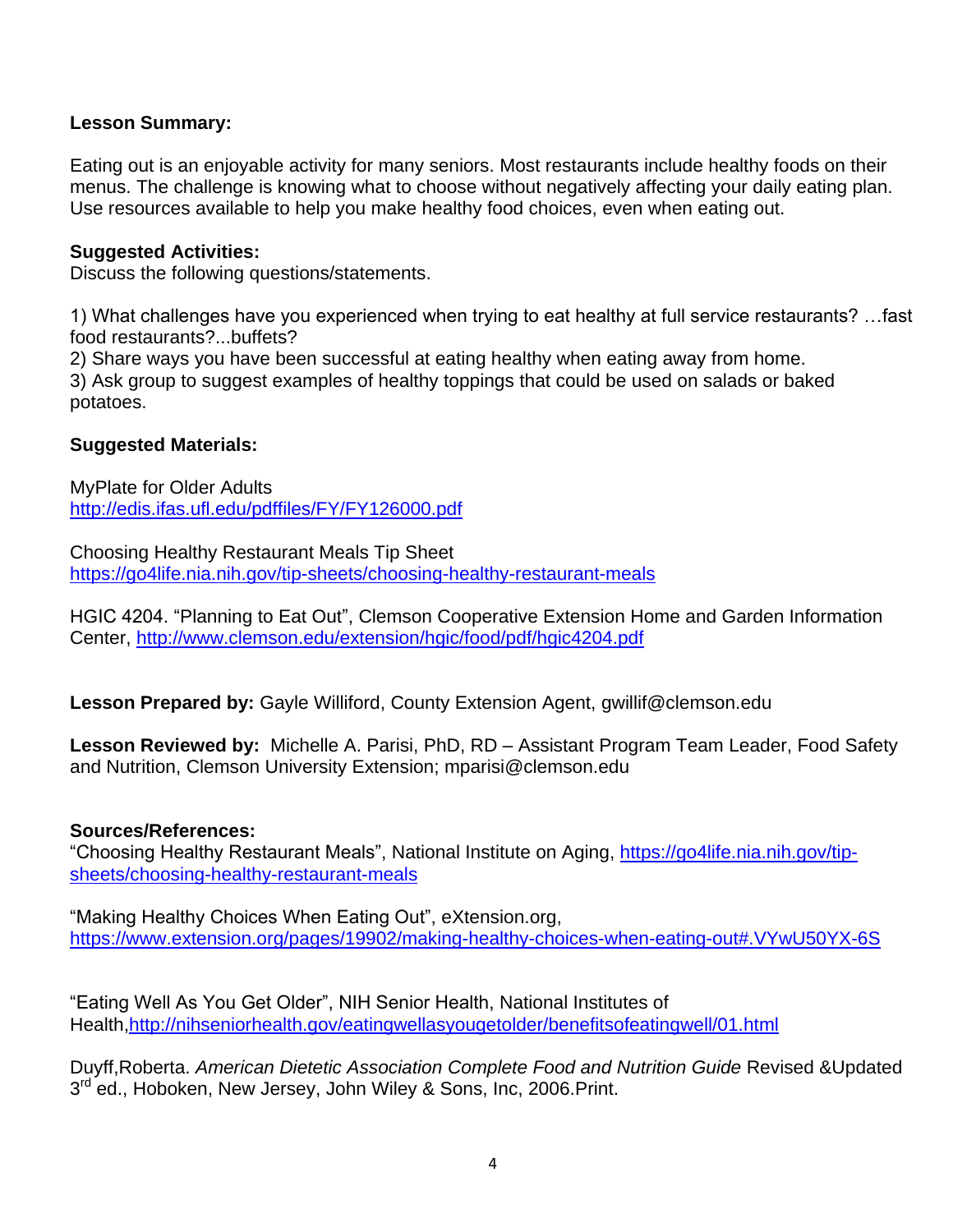**Lesson Summary:**

Eating out is an enjoyable activity for many seniors. Most restaurants include healthy foods on their menus. The challenge is knowing what to choose without negatively affecting your daily eating plan. Use resources available to help you make healthy food choices, even when eating out.

**Suggested Activities:**
Discuss the following questions/statements.

1) What challenges have you experienced when trying to eat healthy at full service restaurants? …fast food restaurants?...buffets?
2) Share ways you have been successful at eating healthy when eating away from home.
3) Ask group to suggest examples of healthy toppings that could be used on salads or baked potatoes.

**Suggested Materials:**

MyPlate for Older Adults
http://edis.ifas.ufl.edu/pdffiles/FY/FY126000.pdf

Choosing Healthy Restaurant Meals Tip Sheet
https://go4life.nia.nih.gov/tip-sheets/choosing-healthy-restaurant-meals

HGIC 4204. "Planning to Eat Out", Clemson Cooperative Extension Home and Garden Information Center, http://www.clemson.edu/extension/hgic/food/pdf/hgic4204.pdf

**Lesson Prepared by:** Gayle Williford, County Extension Agent, gwillif@clemson.edu

**Lesson Reviewed by:** Michelle A. Parisi, PhD, RD – Assistant Program Team Leader, Food Safety and Nutrition, Clemson University Extension; mparisi@clemson.edu

**Sources/References:**
"Choosing Healthy Restaurant Meals", National Institute on Aging, https://go4life.nia.nih.gov/tip-sheets/choosing-healthy-restaurant-meals

"Making Healthy Choices When Eating Out", eXtension.org, https://www.extension.org/pages/19902/making-healthy-choices-when-eating-out#.VYwU50YX-6S

"Eating Well As You Get Older", NIH Senior Health, National Institutes of Health,http://nihseniorhealth.gov/eatingwellasyougetolder/benefitsofeatingwell/01.html

Duyff,Roberta. *American Dietetic Association Complete Food and Nutrition Guide* Revised &Updated 3rd ed., Hoboken, New Jersey, John Wiley & Sons, Inc, 2006.Print.